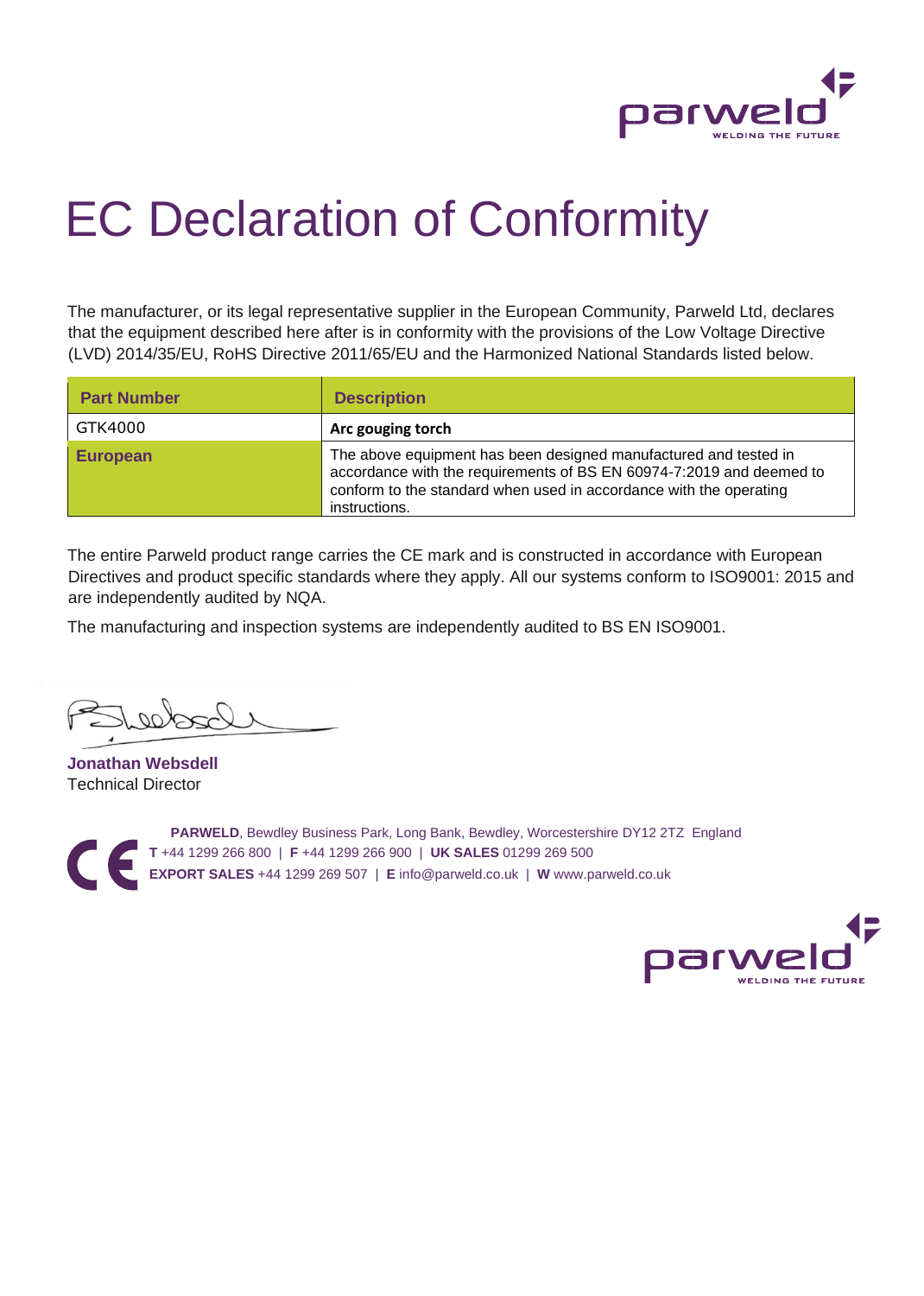# EC Declaration of Conformity

The manufacturer, or its legal representative supplier in the European Community, Parweld Ltd, declares that the equipment described here after is in conformity with the provisions of the Low Voltage Directive (LVD) 2014/35/EU, RoHS Directive 2011/65/EU and the Harmonized National Standards listed below.

| Part Number | Description |
|---|---|
| GTK4000 | **Arc gouging torch** |
| **European** | The above equipment has been designed manufactured and tested in accordance with the requirements of BS EN 60974-7:2019 and deemed to conform to the standard when used in accordance with the operating instructions. |

The entire Parweld product range carries the CE mark and is constructed in accordance with European Directives and product specific standards where they apply. All our systems conform to ISO9001: 2015 and are independently audited by NQA.

The manufacturing and inspection systems are independently audited to BS EN ISO9001.

**Jonathan Websdell**
Technical Director

**PARWELD**, Bewdley Business Park, Long Bank, Bewdley, Worcestershire DY12 2TZ England
**T** +44 1299 266 800 | **F** +44 1299 266 900 | **UK SALES** 01299 269 500
**EXPORT SALES** +44 1299 269 507 | **E** info@parweld.co.uk | **W** www.parweld.co.uk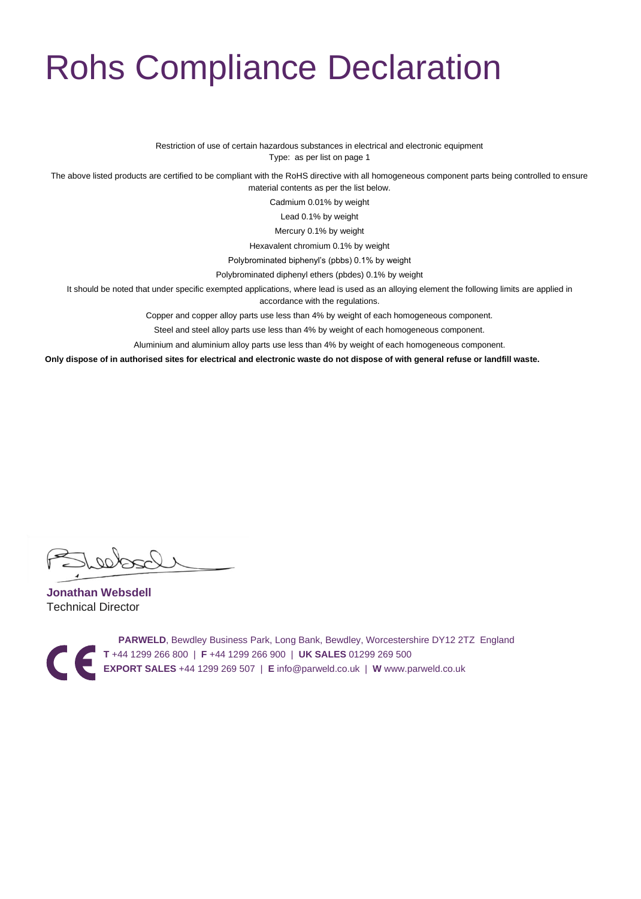# Rohs Compliance Declaration

Restriction of use of certain hazardous substances in electrical and electronic equipment
Type: as per list on page 1

The above listed products are certified to be compliant with the RoHS directive with all homogeneous component parts being controlled to ensure material contents as per the list below.

Cadmium 0.01% by weight

Lead 0.1% by weight

Mercury 0.1% by weight

Hexavalent chromium 0.1% by weight

Polybrominated biphenyl's (pbbs) 0.1% by weight

Polybrominated diphenyl ethers (pbdes) 0.1% by weight

It should be noted that under specific exempted applications, where lead is used as an alloying element the following limits are applied in accordance with the regulations.

Copper and copper alloy parts use less than 4% by weight of each homogeneous component.

Steel and steel alloy parts use less than 4% by weight of each homogeneous component.

Aluminium and aluminium alloy parts use less than 4% by weight of each homogeneous component.

**Only dispose of in authorised sites for electrical and electronic waste do not dispose of with general refuse or landfill waste.**

**Jonathan Websdell**
Technical Director

CE

**PARWELD**, Bewdley Business Park, Long Bank, Bewdley, Worcestershire DY12 2TZ England
**T** +44 1299 266 800 | **F** +44 1299 266 900 | **UK SALES** 01299 269 500
**EXPORT SALES** +44 1299 269 507 | **E** info@parweld.co.uk | **W** www.parweld.co.uk